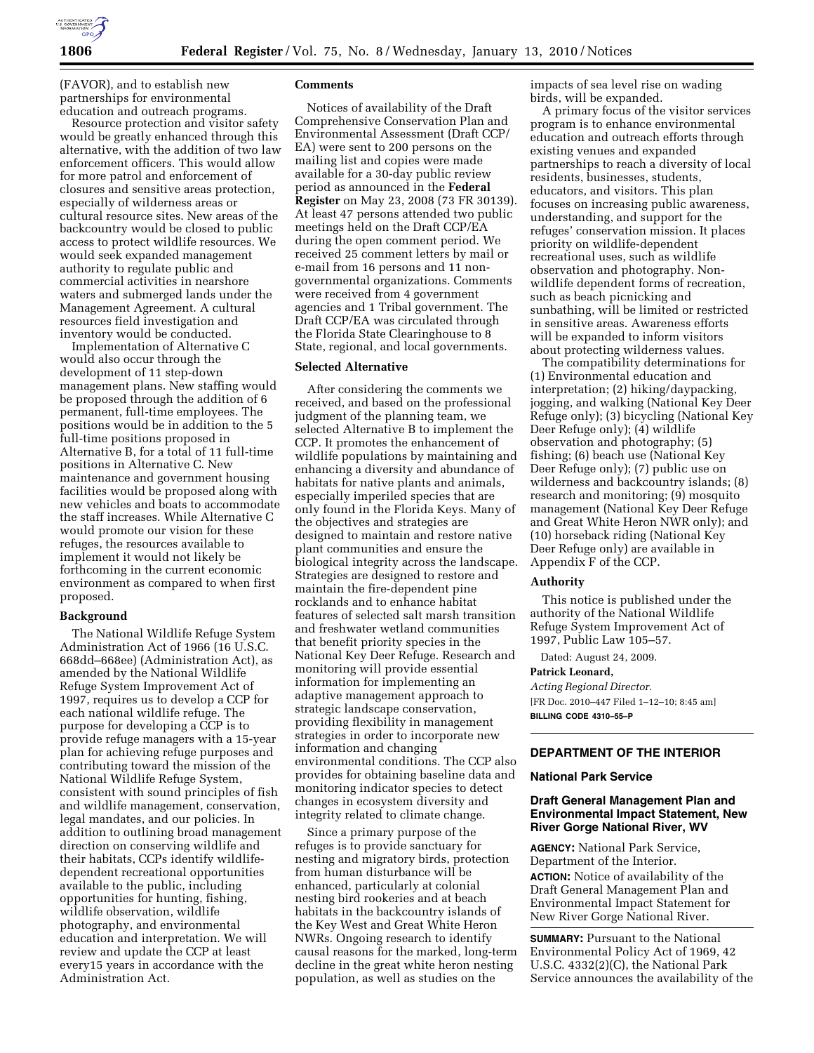(FAVOR), and to establish new partnerships for environmental education and outreach programs.

Resource protection and visitor safety would be greatly enhanced through this alternative, with the addition of two law enforcement officers. This would allow for more patrol and enforcement of closures and sensitive areas protection, especially of wilderness areas or cultural resource sites. New areas of the backcountry would be closed to public access to protect wildlife resources. We would seek expanded management authority to regulate public and commercial activities in nearshore waters and submerged lands under the Management Agreement. A cultural resources field investigation and inventory would be conducted.

Implementation of Alternative C would also occur through the development of 11 step-down management plans. New staffing would be proposed through the addition of 6 permanent, full-time employees. The positions would be in addition to the 5 full-time positions proposed in Alternative B, for a total of 11 full-time positions in Alternative C. New maintenance and government housing facilities would be proposed along with new vehicles and boats to accommodate the staff increases. While Alternative C would promote our vision for these refuges, the resources available to implement it would not likely be forthcoming in the current economic environment as compared to when first proposed.

**Background**

The National Wildlife Refuge System Administration Act of 1966 (16 U.S.C. 668dd–668ee) (Administration Act), as amended by the National Wildlife Refuge System Improvement Act of 1997, requires us to develop a CCP for each national wildlife refuge. The purpose for developing a CCP is to provide refuge managers with a 15-year plan for achieving refuge purposes and contributing toward the mission of the National Wildlife Refuge System, consistent with sound principles of fish and wildlife management, conservation, legal mandates, and our policies. In addition to outlining broad management direction on conserving wildlife and their habitats, CCPs identify wildlife-dependent recreational opportunities available to the public, including opportunities for hunting, fishing, wildlife observation, wildlife photography, and environmental education and interpretation. We will review and update the CCP at least every15 years in accordance with the Administration Act.

**Comments**

Notices of availability of the Draft Comprehensive Conservation Plan and Environmental Assessment (Draft CCP/EA) were sent to 200 persons on the mailing list and copies were made available for a 30-day public review period as announced in the **Federal Register** on May 23, 2008 (73 FR 30139). At least 47 persons attended two public meetings held on the Draft CCP/EA during the open comment period. We received 25 comment letters by mail or e-mail from 16 persons and 11 non-governmental organizations. Comments were received from 4 government agencies and 1 Tribal government. The Draft CCP/EA was circulated through the Florida State Clearinghouse to 8 State, regional, and local governments.

**Selected Alternative**

After considering the comments we received, and based on the professional judgment of the planning team, we selected Alternative B to implement the CCP. It promotes the enhancement of wildlife populations by maintaining and enhancing a diversity and abundance of habitats for native plants and animals, especially imperiled species that are only found in the Florida Keys. Many of the objectives and strategies are designed to maintain and restore native plant communities and ensure the biological integrity across the landscape. Strategies are designed to restore and maintain the fire-dependent pine rocklands and to enhance habitat features of selected salt marsh transition and freshwater wetland communities that benefit priority species in the National Key Deer Refuge. Research and monitoring will provide essential information for implementing an adaptive management approach to strategic landscape conservation, providing flexibility in management strategies in order to incorporate new information and changing environmental conditions. The CCP also provides for obtaining baseline data and monitoring indicator species to detect changes in ecosystem diversity and integrity related to climate change.

Since a primary purpose of the refuges is to provide sanctuary for nesting and migratory birds, protection from human disturbance will be enhanced, particularly at colonial nesting bird rookeries and at beach habitats in the backcountry islands of the Key West and Great White Heron NWRs. Ongoing research to identify causal reasons for the marked, long-term decline in the great white heron nesting population, as well as studies on the impacts of sea level rise on wading birds, will be expanded.

A primary focus of the visitor services program is to enhance environmental education and outreach efforts through existing venues and expanded partnerships to reach a diversity of local residents, businesses, students, educators, and visitors. This plan focuses on increasing public awareness, understanding, and support for the refuges' conservation mission. It places priority on wildlife-dependent recreational uses, such as wildlife observation and photography. Non-wildlife dependent forms of recreation, such as beach picnicking and sunbathing, will be limited or restricted in sensitive areas. Awareness efforts will be expanded to inform visitors about protecting wilderness values.

The compatibility determinations for (1) Environmental education and interpretation; (2) hiking/daypacking, jogging, and walking (National Key Deer Refuge only); (3) bicycling (National Key Deer Refuge only); (4) wildlife observation and photography; (5) fishing; (6) beach use (National Key Deer Refuge only); (7) public use on wilderness and backcountry islands; (8) research and monitoring; (9) mosquito management (National Key Deer Refuge and Great White Heron NWR only); and (10) horseback riding (National Key Deer Refuge only) are available in Appendix F of the CCP.

**Authority**

This notice is published under the authority of the National Wildlife Refuge System Improvement Act of 1997, Public Law 105–57.

Dated: August 24, 2009.

**Patrick Leonard,**

*Acting Regional Director.*

[FR Doc. 2010–447 Filed 1–12–10; 8:45 am]

**BILLING CODE 4310–55–P**

---

## DEPARTMENT OF THE INTERIOR

### National Park Service

### Draft General Management Plan and Environmental Impact Statement, New River Gorge National River, WV

**AGENCY:** National Park Service, Department of the Interior.

**ACTION:** Notice of availability of the Draft General Management Plan and Environmental Impact Statement for New River Gorge National River.

**SUMMARY:** Pursuant to the National Environmental Policy Act of 1969, 42 U.S.C. 4332(2)(C), the National Park Service announces the availability of the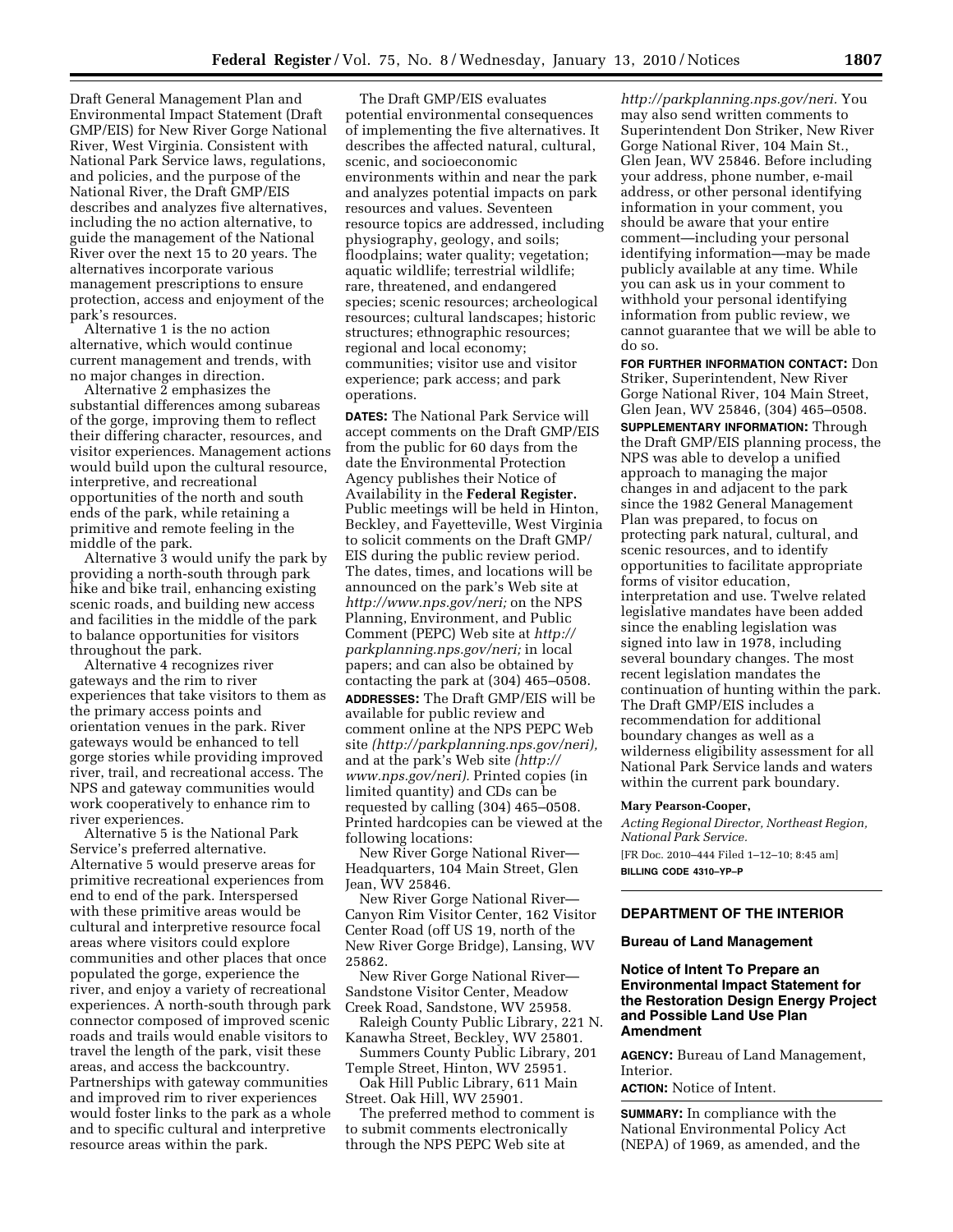Draft General Management Plan and Environmental Impact Statement (Draft GMP/EIS) for New River Gorge National River, West Virginia. Consistent with National Park Service laws, regulations, and policies, and the purpose of the National River, the Draft GMP/EIS describes and analyzes five alternatives, including the no action alternative, to guide the management of the National River over the next 15 to 20 years. The alternatives incorporate various management prescriptions to ensure protection, access and enjoyment of the park's resources.

Alternative 1 is the no action alternative, which would continue current management and trends, with no major changes in direction.

Alternative 2 emphasizes the substantial differences among subareas of the gorge, improving them to reflect their differing character, resources, and visitor experiences. Management actions would build upon the cultural resource, interpretive, and recreational opportunities of the north and south ends of the park, while retaining a primitive and remote feeling in the middle of the park.

Alternative 3 would unify the park by providing a north-south through park hike and bike trail, enhancing existing scenic roads, and building new access and facilities in the middle of the park to balance opportunities for visitors throughout the park.

Alternative 4 recognizes river gateways and the rim to river experiences that take visitors to them as the primary access points and orientation venues in the park. River gateways would be enhanced to tell gorge stories while providing improved river, trail, and recreational access. The NPS and gateway communities would work cooperatively to enhance rim to river experiences.

Alternative 5 is the National Park Service's preferred alternative. Alternative 5 would preserve areas for primitive recreational experiences from end to end of the park. Interspersed with these primitive areas would be cultural and interpretive resource focal areas where visitors could explore communities and other places that once populated the gorge, experience the river, and enjoy a variety of recreational experiences. A north-south through park connector composed of improved scenic roads and trails would enable visitors to travel the length of the park, visit these areas, and access the backcountry. Partnerships with gateway communities and improved rim to river experiences would foster links to the park as a whole and to specific cultural and interpretive resource areas within the park.

The Draft GMP/EIS evaluates potential environmental consequences of implementing the five alternatives. It describes the affected natural, cultural, scenic, and socioeconomic environments within and near the park and analyzes potential impacts on park resources and values. Seventeen resource topics are addressed, including physiography, geology, and soils; floodplains; water quality; vegetation; aquatic wildlife; terrestrial wildlife; rare, threatened, and endangered species; scenic resources; archeological resources; cultural landscapes; historic structures; ethnographic resources; regional and local economy; communities; visitor use and visitor experience; park access; and park operations.

**DATES:** The National Park Service will accept comments on the Draft GMP/EIS from the public for 60 days from the date the Environmental Protection Agency publishes their Notice of Availability in the **Federal Register.** Public meetings will be held in Hinton, Beckley, and Fayetteville, West Virginia to solicit comments on the Draft GMP/EIS during the public review period. The dates, times, and locations will be announced on the park's Web site at *http://www.nps.gov/neri;* on the NPS Planning, Environment, and Public Comment (PEPC) Web site at *http://parkplanning.nps.gov/neri;* in local papers; and can also be obtained by contacting the park at (304) 465–0508.

**ADDRESSES:** The Draft GMP/EIS will be available for public review and comment online at the NPS PEPC Web site *(http://parkplanning.nps.gov/neri),* and at the park's Web site *(http://www.nps.gov/neri).* Printed copies (in limited quantity) and CDs can be requested by calling (304) 465–0508. Printed hardcopies can be viewed at the following locations:

New River Gorge National River—Headquarters, 104 Main Street, Glen Jean, WV 25846.

New River Gorge National River—Canyon Rim Visitor Center, 162 Visitor Center Road (off US 19, north of the New River Gorge Bridge), Lansing, WV 25862.

New River Gorge National River—Sandstone Visitor Center, Meadow Creek Road, Sandstone, WV 25958.

Raleigh County Public Library, 221 N. Kanawha Street, Beckley, WV 25801.

Summers County Public Library, 201 Temple Street, Hinton, WV 25951.

Oak Hill Public Library, 611 Main Street. Oak Hill, WV 25901.

The preferred method to comment is to submit comments electronically through the NPS PEPC Web site at *http://parkplanning.nps.gov/neri.* You may also send written comments to Superintendent Don Striker, New River Gorge National River, 104 Main St., Glen Jean, WV 25846. Before including your address, phone number, e-mail address, or other personal identifying information in your comment, you should be aware that your entire comment—including your personal identifying information—may be made publicly available at any time. While you can ask us in your comment to withhold your personal identifying information from public review, we cannot guarantee that we will be able to do so.

**FOR FURTHER INFORMATION CONTACT:** Don Striker, Superintendent, New River Gorge National River, 104 Main Street, Glen Jean, WV 25846, (304) 465–0508.

**SUPPLEMENTARY INFORMATION:** Through the Draft GMP/EIS planning process, the NPS was able to develop a unified approach to managing the major changes in and adjacent to the park since the 1982 General Management Plan was prepared, to focus on protecting park natural, cultural, and scenic resources, and to identify opportunities to facilitate appropriate forms of visitor education, interpretation and use. Twelve related legislative mandates have been added since the enabling legislation was signed into law in 1978, including several boundary changes. The most recent legislation mandates the continuation of hunting within the park. The Draft GMP/EIS includes a recommendation for additional boundary changes as well as a wilderness eligibility assessment for all National Park Service lands and waters within the current park boundary.

**Mary Pearson-Cooper,**

*Acting Regional Director, Northeast Region, National Park Service.*

[FR Doc. 2010–444 Filed 1–12–10; 8:45 am]

**BILLING CODE 4310–YP–P**

---

## DEPARTMENT OF THE INTERIOR

### Bureau of Land Management

### Notice of Intent To Prepare an Environmental Impact Statement for the Restoration Design Energy Project and Possible Land Use Plan Amendment

**AGENCY:** Bureau of Land Management, Interior.

**ACTION:** Notice of Intent.

**SUMMARY:** In compliance with the National Environmental Policy Act (NEPA) of 1969, as amended, and the